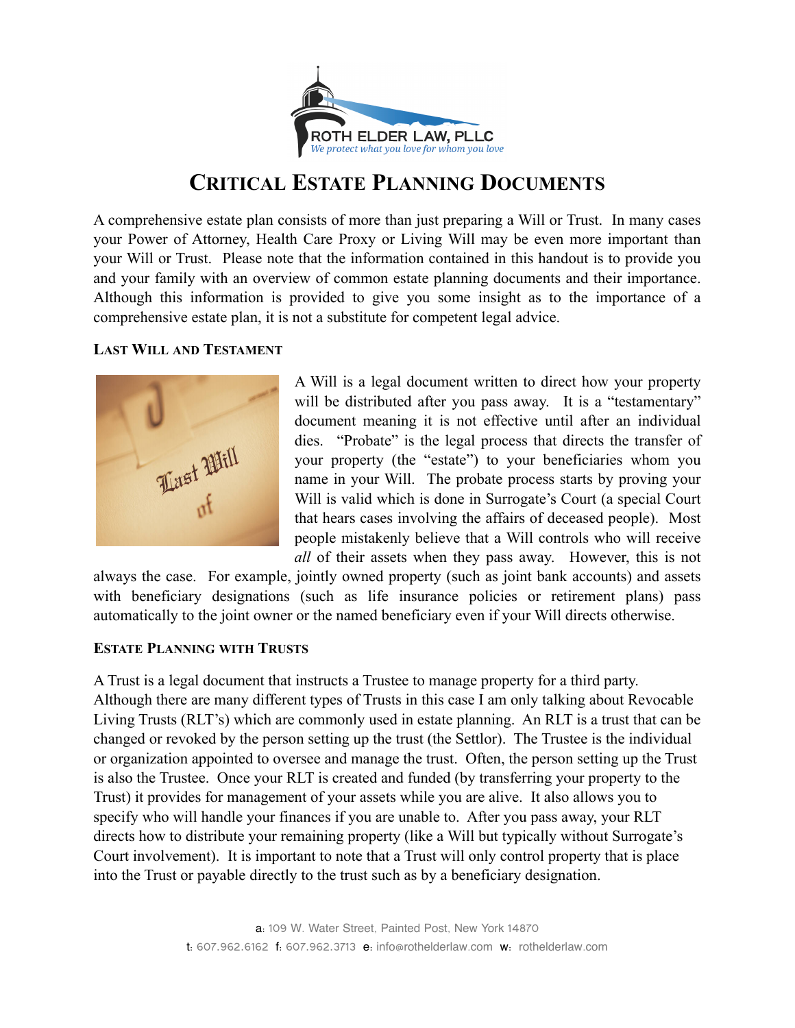ROTH ELDER LAW, PLLC

*We protect what you love for whom you love*

# Critical Estate Planning Documents

A comprehensive estate plan consists of more than just preparing a Will or Trust. In many cases your Power of Attorney, Health Care Proxy or Living Will may be even more important than your Will or Trust. Please note that the information contained in this handout is to provide you and your family with an overview of common estate planning documents and their importance. Although this information is provided to give you some insight as to the importance of a comprehensive estate plan, it is not a substitute for competent legal advice.

## Last Will and Testament

A Will is a legal document written to direct how your property will be distributed after you pass away. It is a "testamentary" document meaning it is not effective until after an individual dies. "Probate" is the legal process that directs the transfer of your property (the "estate") to your beneficiaries whom you name in your Will. The probate process starts by proving your Will is valid which is done in Surrogate's Court (a special Court that hears cases involving the affairs of deceased people). Most people mistakenly believe that a Will controls who will receive *all* of their assets when they pass away. However, this is not always the case. For example, jointly owned property (such as joint bank accounts) and assets with beneficiary designations (such as life insurance policies or retirement plans) pass automatically to the joint owner or the named beneficiary even if your Will directs otherwise.

## Estate Planning with Trusts

A Trust is a legal document that instructs a Trustee to manage property for a third party. Although there are many different types of Trusts in this case I am only talking about Revocable Living Trusts (RLT's) which are commonly used in estate planning. An RLT is a trust that can be changed or revoked by the person setting up the trust (the Settlor). The Trustee is the individual or organization appointed to oversee and manage the trust. Often, the person setting up the Trust is also the Trustee. Once your RLT is created and funded (by transferring your property to the Trust) it provides for management of your assets while you are alive. It also allows you to specify who will handle your finances if you are unable to. After you pass away, your RLT directs how to distribute your remaining property (like a Will but typically without Surrogate's Court involvement). It is important to note that a Trust will only control property that is place into the Trust or payable directly to the trust such as by a beneficiary designation.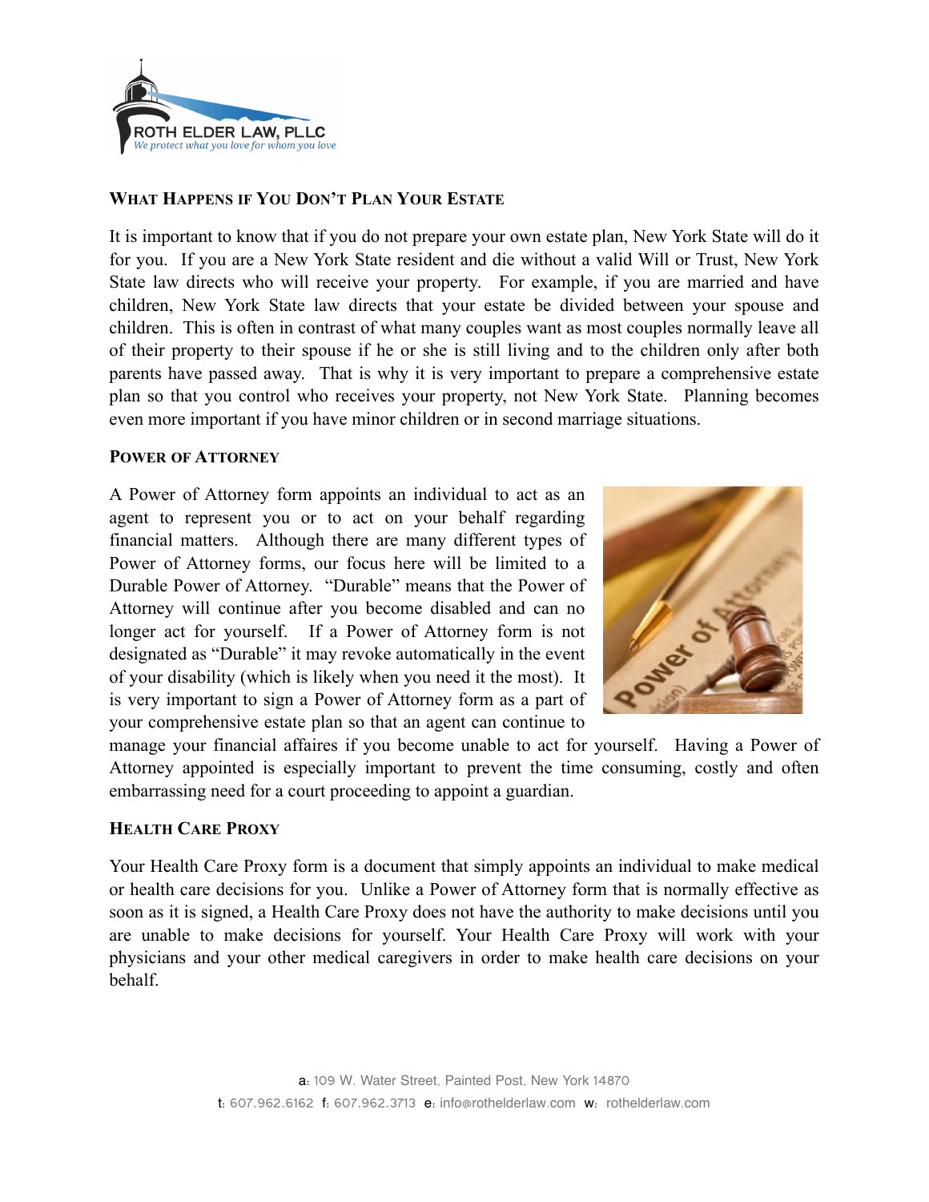## What Happens if You Don't Plan Your Estate

It is important to know that if you do not prepare your own estate plan, New York State will do it for you. If you are a New York State resident and die without a valid Will or Trust, New York State law directs who will receive your property. For example, if you are married and have children, New York State law directs that your estate be divided between your spouse and children. This is often in contrast of what many couples want as most couples normally leave all of their property to their spouse if he or she is still living and to the children only after both parents have passed away. That is why it is very important to prepare a comprehensive estate plan so that you control who receives your property, not New York State. Planning becomes even more important if you have minor children or in second marriage situations.

## Power of Attorney

A Power of Attorney form appoints an individual to act as an agent to represent you or to act on your behalf regarding financial matters. Although there are many different types of Power of Attorney forms, our focus here will be limited to a Durable Power of Attorney. "Durable" means that the Power of Attorney will continue after you become disabled and can no longer act for yourself. If a Power of Attorney form is not designated as "Durable" it may revoke automatically in the event of your disability (which is likely when you need it the most). It is very important to sign a Power of Attorney form as a part of your comprehensive estate plan so that an agent can continue to manage your financial affaires if you become unable to act for yourself. Having a Power of Attorney appointed is especially important to prevent the time consuming, costly and often embarrassing need for a court proceeding to appoint a guardian.

## Health Care Proxy

Your Health Care Proxy form is a document that simply appoints an individual to make medical or health care decisions for you. Unlike a Power of Attorney form that is normally effective as soon as it is signed, a Health Care Proxy does not have the authority to make decisions until you are unable to make decisions for yourself. Your Health Care Proxy will work with your physicians and your other medical caregivers in order to make health care decisions on your behalf.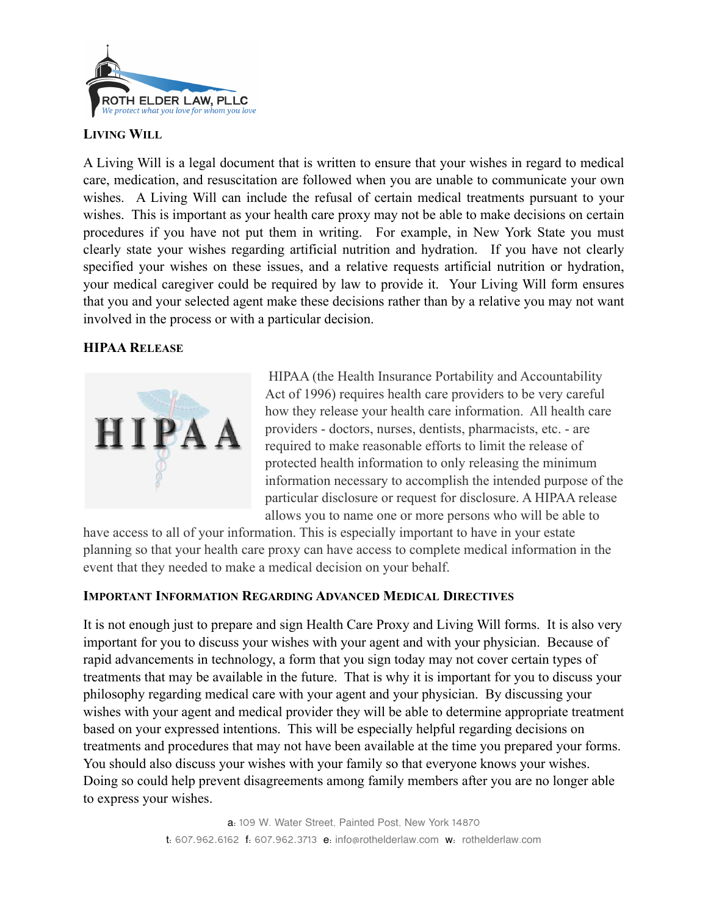## Living Will

A Living Will is a legal document that is written to ensure that your wishes in regard to medical care, medication, and resuscitation are followed when you are unable to communicate your own wishes. A Living Will can include the refusal of certain medical treatments pursuant to your wishes. This is important as your health care proxy may not be able to make decisions on certain procedures if you have not put them in writing. For example, in New York State you must clearly state your wishes regarding artificial nutrition and hydration. If you have not clearly specified your wishes on these issues, and a relative requests artificial nutrition or hydration, your medical caregiver could be required by law to provide it. Your Living Will form ensures that you and your selected agent make these decisions rather than by a relative you may not want involved in the process or with a particular decision.

## HIPAA Release

HIPAA (the Health Insurance Portability and Accountability Act of 1996) requires health care providers to be very careful how they release your health care information. All health care providers - doctors, nurses, dentists, pharmacists, etc. - are required to make reasonable efforts to limit the release of protected health information to only releasing the minimum information necessary to accomplish the intended purpose of the particular disclosure or request for disclosure. A HIPAA release allows you to name one or more persons who will be able to have access to all of your information. This is especially important to have in your estate planning so that your health care proxy can have access to complete medical information in the event that they needed to make a medical decision on your behalf.

## Important Information Regarding Advanced Medical Directives

It is not enough just to prepare and sign Health Care Proxy and Living Will forms. It is also very important for you to discuss your wishes with your agent and with your physician. Because of rapid advancements in technology, a form that you sign today may not cover certain types of treatments that may be available in the future. That is why it is important for you to discuss your philosophy regarding medical care with your agent and your physician. By discussing your wishes with your agent and medical provider they will be able to determine appropriate treatment based on your expressed intentions. This will be especially helpful regarding decisions on treatments and procedures that may not have been available at the time you prepared your forms. You should also discuss your wishes with your family so that everyone knows your wishes. Doing so could help prevent disagreements among family members after you are no longer able to express your wishes.